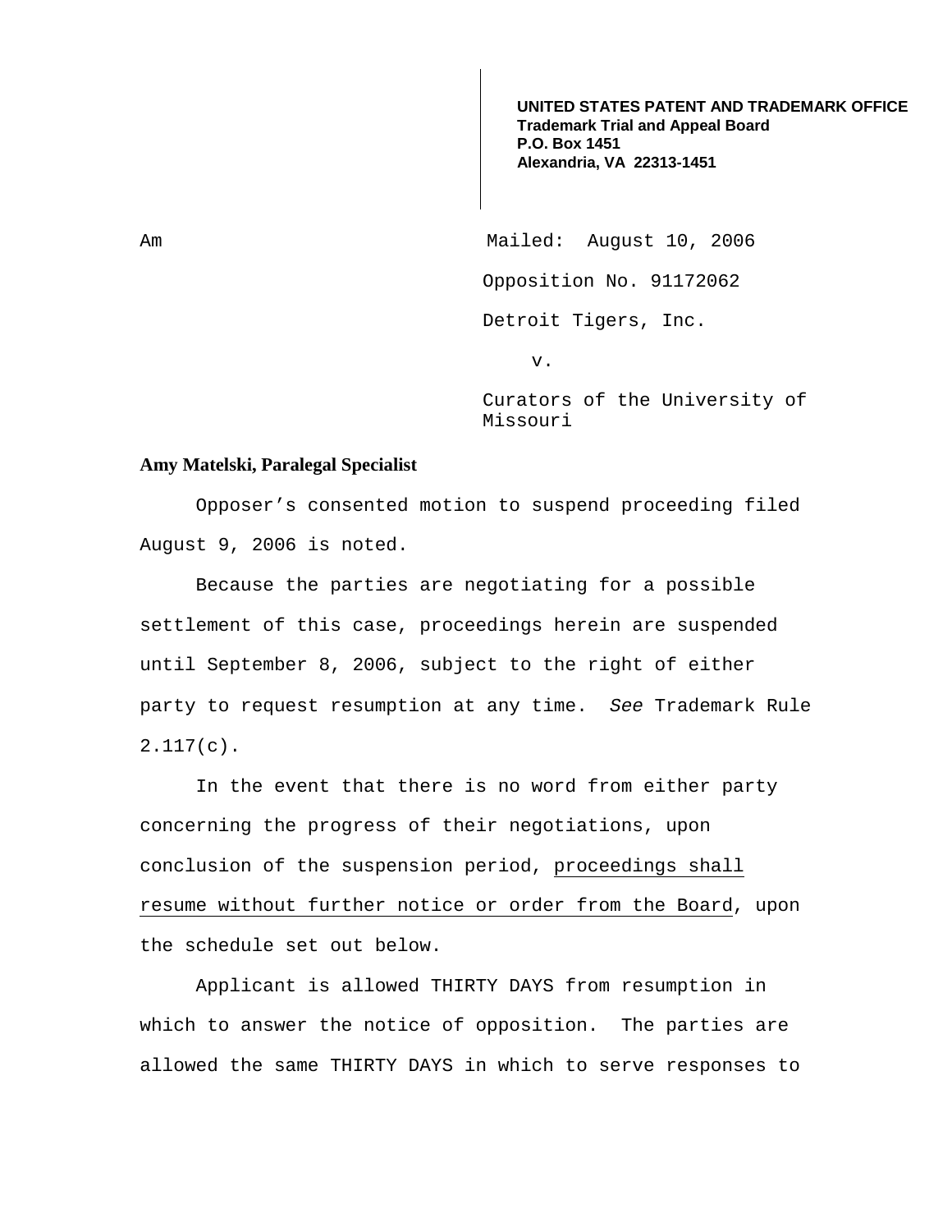**UNITED STATES PATENT AND TRADEMARK OFFICE**
**Trademark Trial and Appeal Board**
**P.O. Box 1451**
**Alexandria, VA 22313-1451**

Am

Mailed: August 10, 2006

Opposition No. 91172062

Detroit Tigers, Inc.

v.

Curators of the University of Missouri

**Amy Matelski, Paralegal Specialist**

Opposer's consented motion to suspend proceeding filed August 9, 2006 is noted.

Because the parties are negotiating for a possible settlement of this case, proceedings herein are suspended until September 8, 2006, subject to the right of either party to request resumption at any time. *See* Trademark Rule 2.117(c).

In the event that there is no word from either party concerning the progress of their negotiations, upon conclusion of the suspension period, <u>proceedings shall resume without further notice or order from the Board</u>, upon the schedule set out below.

Applicant is allowed THIRTY DAYS from resumption in which to answer the notice of opposition. The parties are allowed the same THIRTY DAYS in which to serve responses to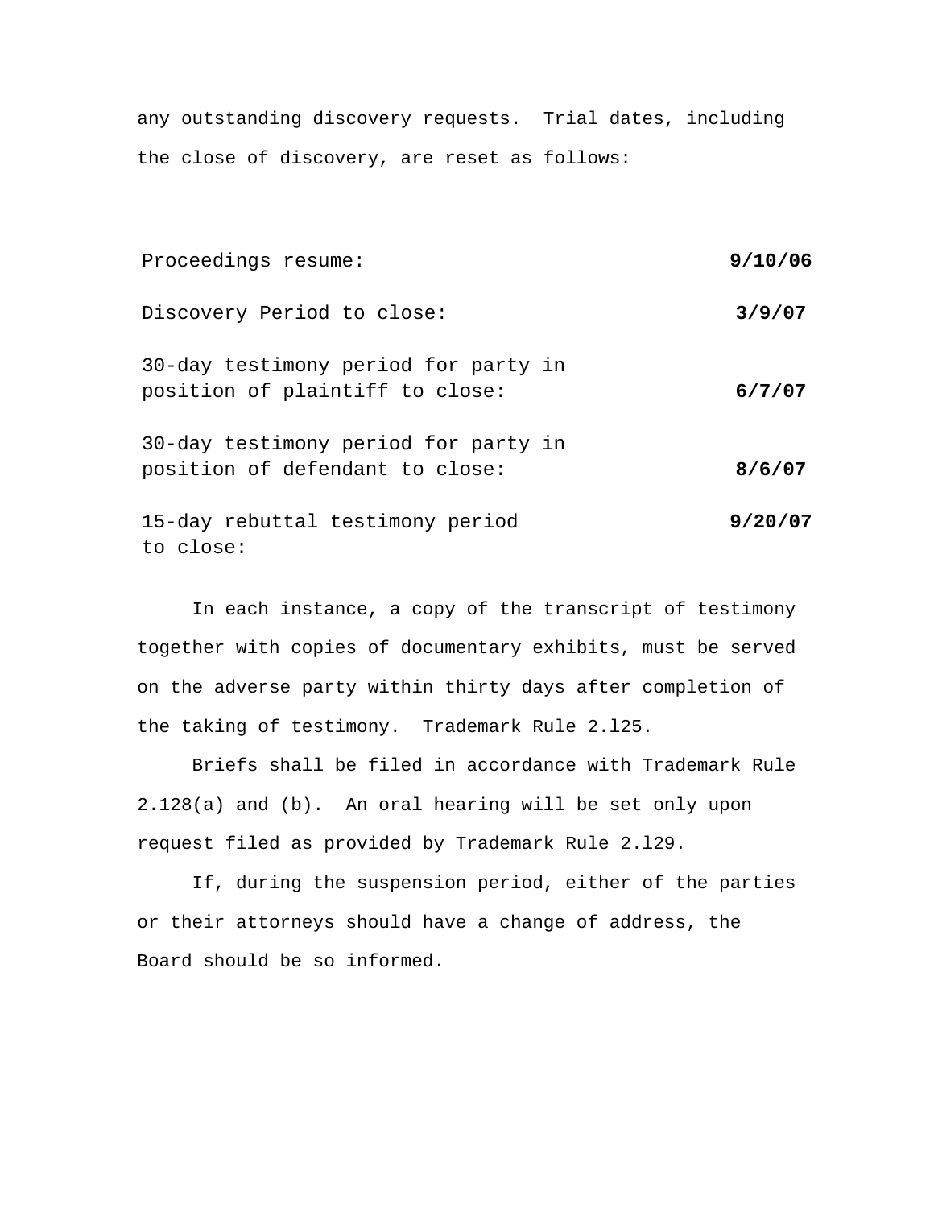any outstanding discovery requests. Trial dates, including the close of discovery, are reset as follows:

| | |
|---|---|
| Proceedings resume: | **9/10/06** |
| Discovery Period to close: | **3/9/07** |
| 30-day testimony period for party in position of plaintiff to close: | **6/7/07** |
| 30-day testimony period for party in position of defendant to close: | **8/6/07** |
| 15-day rebuttal testimony period to close: | **9/20/07** |

In each instance, a copy of the transcript of testimony together with copies of documentary exhibits, must be served on the adverse party within thirty days after completion of the taking of testimony. Trademark Rule 2.l25.

Briefs shall be filed in accordance with Trademark Rule 2.128(a) and (b). An oral hearing will be set only upon request filed as provided by Trademark Rule 2.l29.

If, during the suspension period, either of the parties or their attorneys should have a change of address, the Board should be so informed.